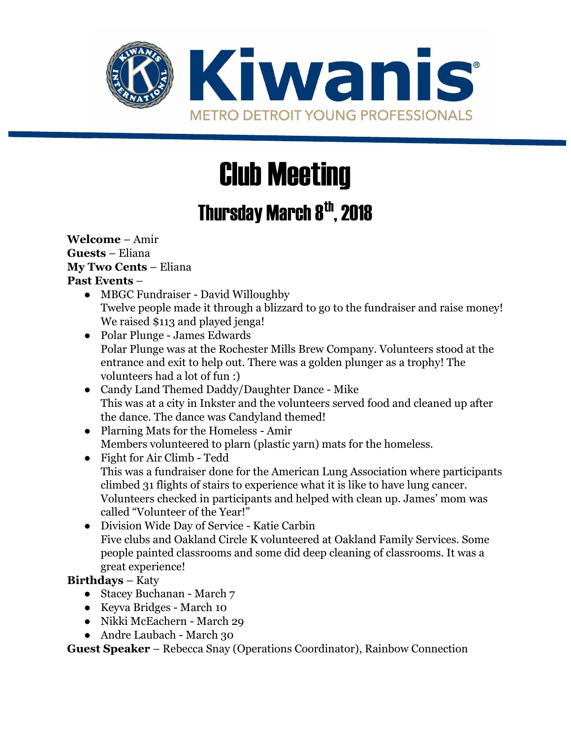Kiwanis

METRO DETROIT YOUNG PROFESSIONALS

# Club Meeting

## Thursday March 8th, 2018

**Welcome** – Amir
**Guests** – Eliana
**My Two Cents** – Eliana
**Past Events** –

- MBGC Fundraiser - David Willoughby
  Twelve people made it through a blizzard to go to the fundraiser and raise money! We raised $113 and played jenga!
- Polar Plunge - James Edwards
  Polar Plunge was at the Rochester Mills Brew Company. Volunteers stood at the entrance and exit to help out. There was a golden plunger as a trophy! The volunteers had a lot of fun :)
- Candy Land Themed Daddy/Daughter Dance - Mike
  This was at a city in Inkster and the volunteers served food and cleaned up after the dance. The dance was Candyland themed!
- Plarning Mats for the Homeless - Amir
  Members volunteered to plarn (plastic yarn) mats for the homeless.
- Fight for Air Climb - Tedd
  This was a fundraiser done for the American Lung Association where participants climbed 31 flights of stairs to experience what it is like to have lung cancer. Volunteers checked in participants and helped with clean up. James' mom was called "Volunteer of the Year!"
- Division Wide Day of Service - Katie Carbin
  Five clubs and Oakland Circle K volunteered at Oakland Family Services. Some people painted classrooms and some did deep cleaning of classrooms. It was a great experience!

**Birthdays** – Katy

- Stacey Buchanan - March 7
- Keyva Bridges - March 10
- Nikki McEachern - March 29
- Andre Laubach - March 30

**Guest Speaker** – Rebecca Snay (Operations Coordinator), Rainbow Connection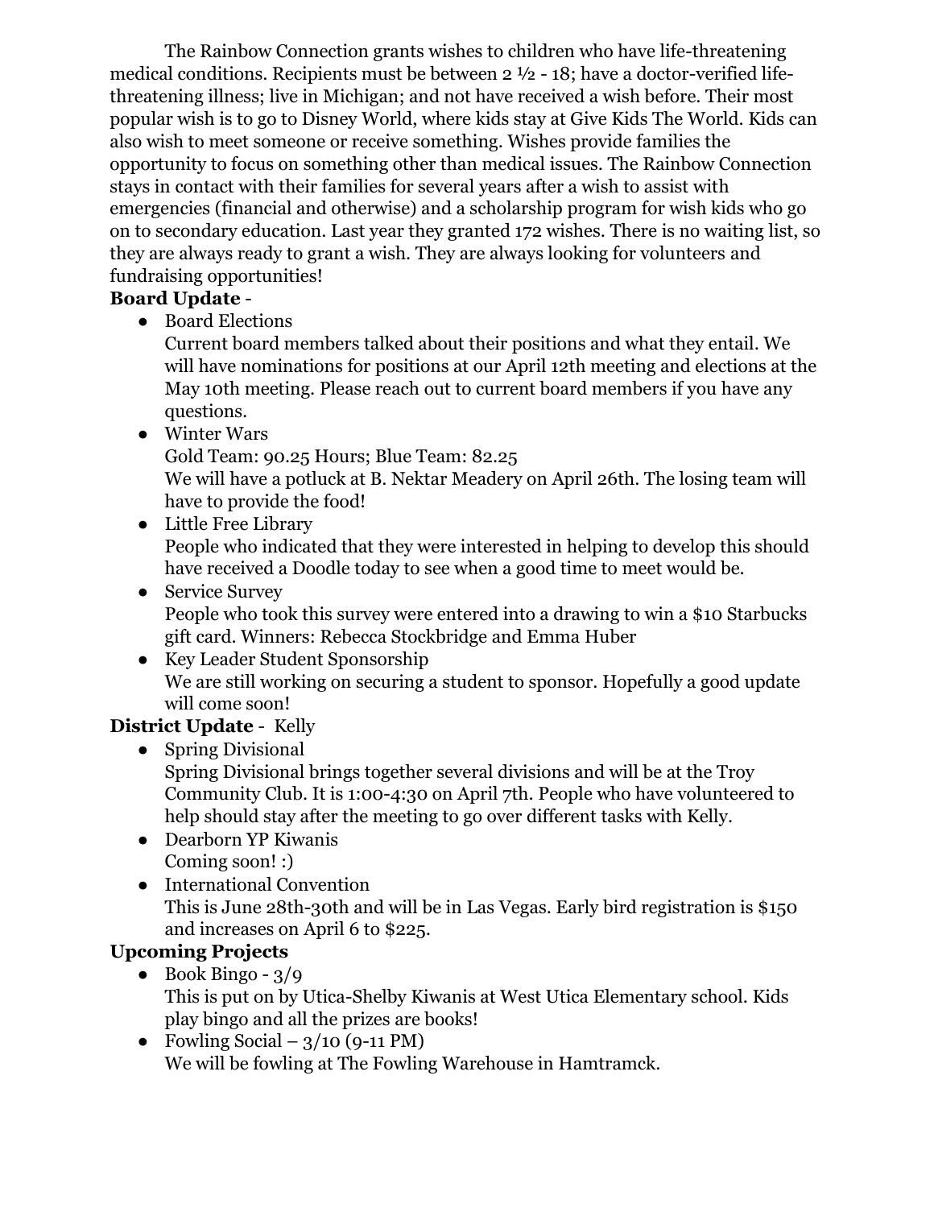The Rainbow Connection grants wishes to children who have life-threatening medical conditions. Recipients must be between 2 ½ - 18; have a doctor-verified life-threatening illness; live in Michigan; and not have received a wish before. Their most popular wish is to go to Disney World, where kids stay at Give Kids The World. Kids can also wish to meet someone or receive something. Wishes provide families the opportunity to focus on something other than medical issues. The Rainbow Connection stays in contact with their families for several years after a wish to assist with emergencies (financial and otherwise) and a scholarship program for wish kids who go on to secondary education. Last year they granted 172 wishes. There is no waiting list, so they are always ready to grant a wish. They are always looking for volunteers and fundraising opportunities!

**Board Update** -

- Board Elections
  Current board members talked about their positions and what they entail. We will have nominations for positions at our April 12th meeting and elections at the May 10th meeting. Please reach out to current board members if you have any questions.
- Winter Wars
  Gold Team: 90.25 Hours; Blue Team: 82.25
  We will have a potluck at B. Nektar Meadery on April 26th. The losing team will have to provide the food!
- Little Free Library
  People who indicated that they were interested in helping to develop this should have received a Doodle today to see when a good time to meet would be.
- Service Survey
  People who took this survey were entered into a drawing to win a $10 Starbucks gift card. Winners: Rebecca Stockbridge and Emma Huber
- Key Leader Student Sponsorship
  We are still working on securing a student to sponsor. Hopefully a good update will come soon!

**District Update** - Kelly

- Spring Divisional
  Spring Divisional brings together several divisions and will be at the Troy Community Club. It is 1:00-4:30 on April 7th. People who have volunteered to help should stay after the meeting to go over different tasks with Kelly.
- Dearborn YP Kiwanis
  Coming soon! :)
- International Convention
  This is June 28th-30th and will be in Las Vegas. Early bird registration is $150 and increases on April 6 to $225.

**Upcoming Projects**

- Book Bingo - 3/9
  This is put on by Utica-Shelby Kiwanis at West Utica Elementary school. Kids play bingo and all the prizes are books!
- Fowling Social – 3/10 (9-11 PM)
  We will be fowling at The Fowling Warehouse in Hamtramck.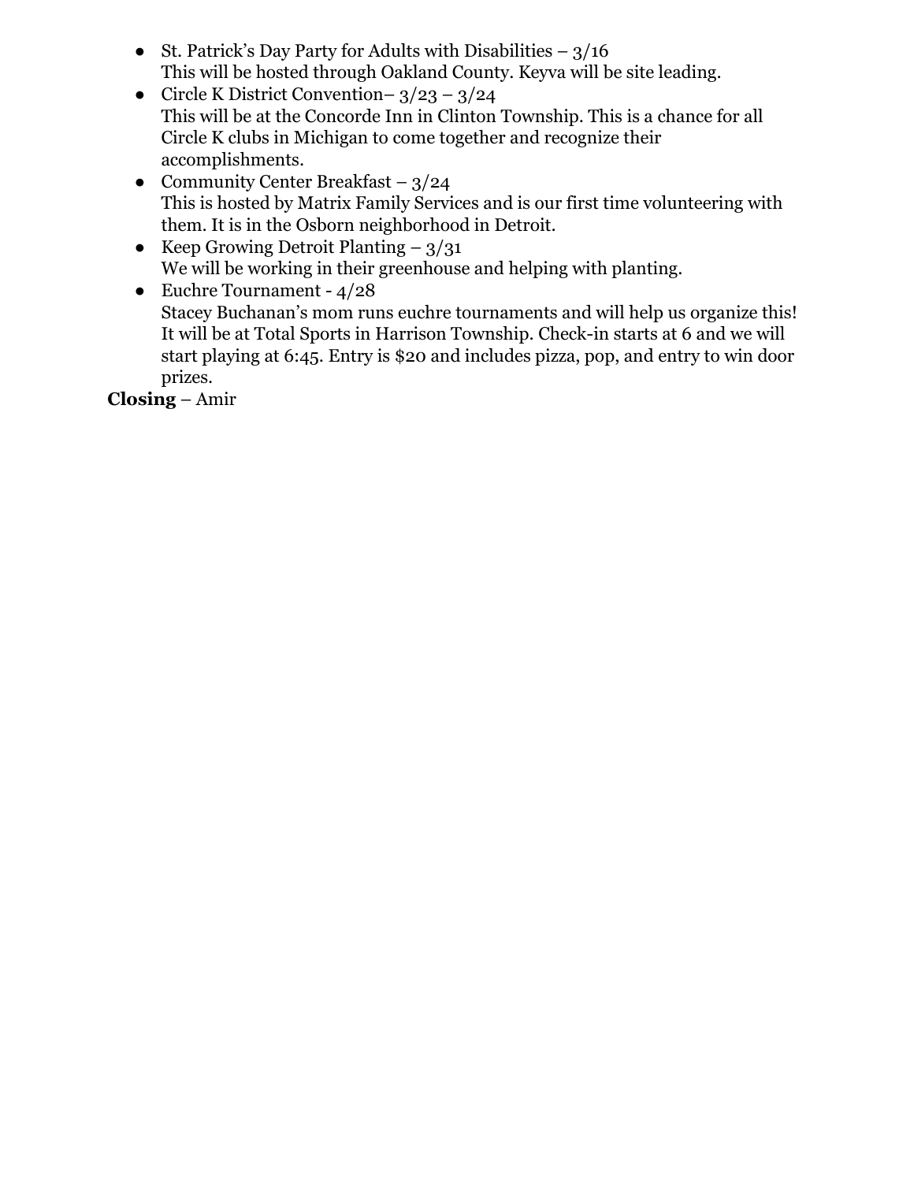- St. Patrick's Day Party for Adults with Disabilities – 3/16
  This will be hosted through Oakland County. Keyva will be site leading.
- Circle K District Convention– 3/23 – 3/24
  This will be at the Concorde Inn in Clinton Township. This is a chance for all Circle K clubs in Michigan to come together and recognize their accomplishments.
- Community Center Breakfast – 3/24
  This is hosted by Matrix Family Services and is our first time volunteering with them. It is in the Osborn neighborhood in Detroit.
- Keep Growing Detroit Planting – 3/31
  We will be working in their greenhouse and helping with planting.
- Euchre Tournament - 4/28
  Stacey Buchanan's mom runs euchre tournaments and will help us organize this! It will be at Total Sports in Harrison Township. Check-in starts at 6 and we will start playing at 6:45. Entry is $20 and includes pizza, pop, and entry to win door prizes.

**Closing** – Amir